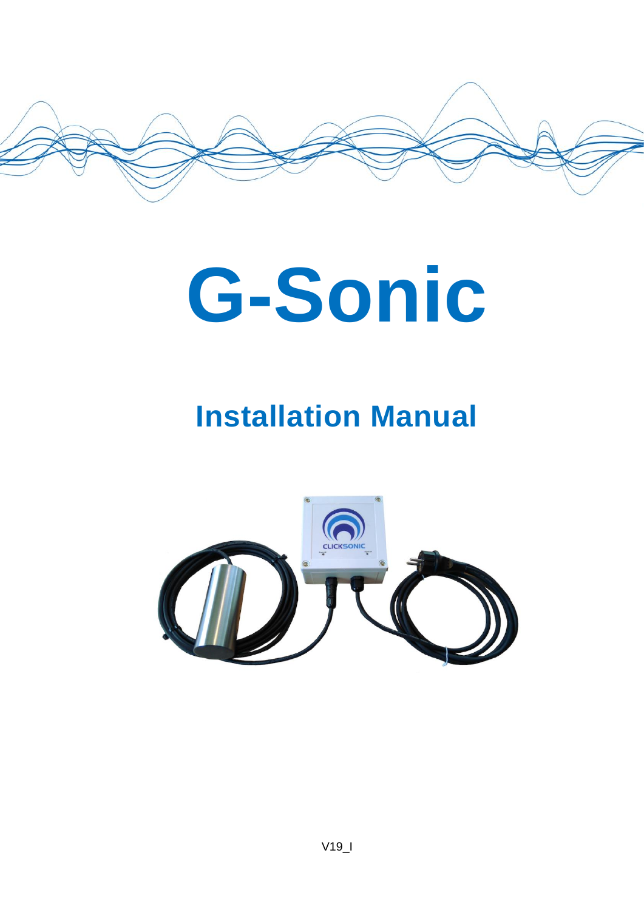# G-Sonic

## Installation Manual

V19_I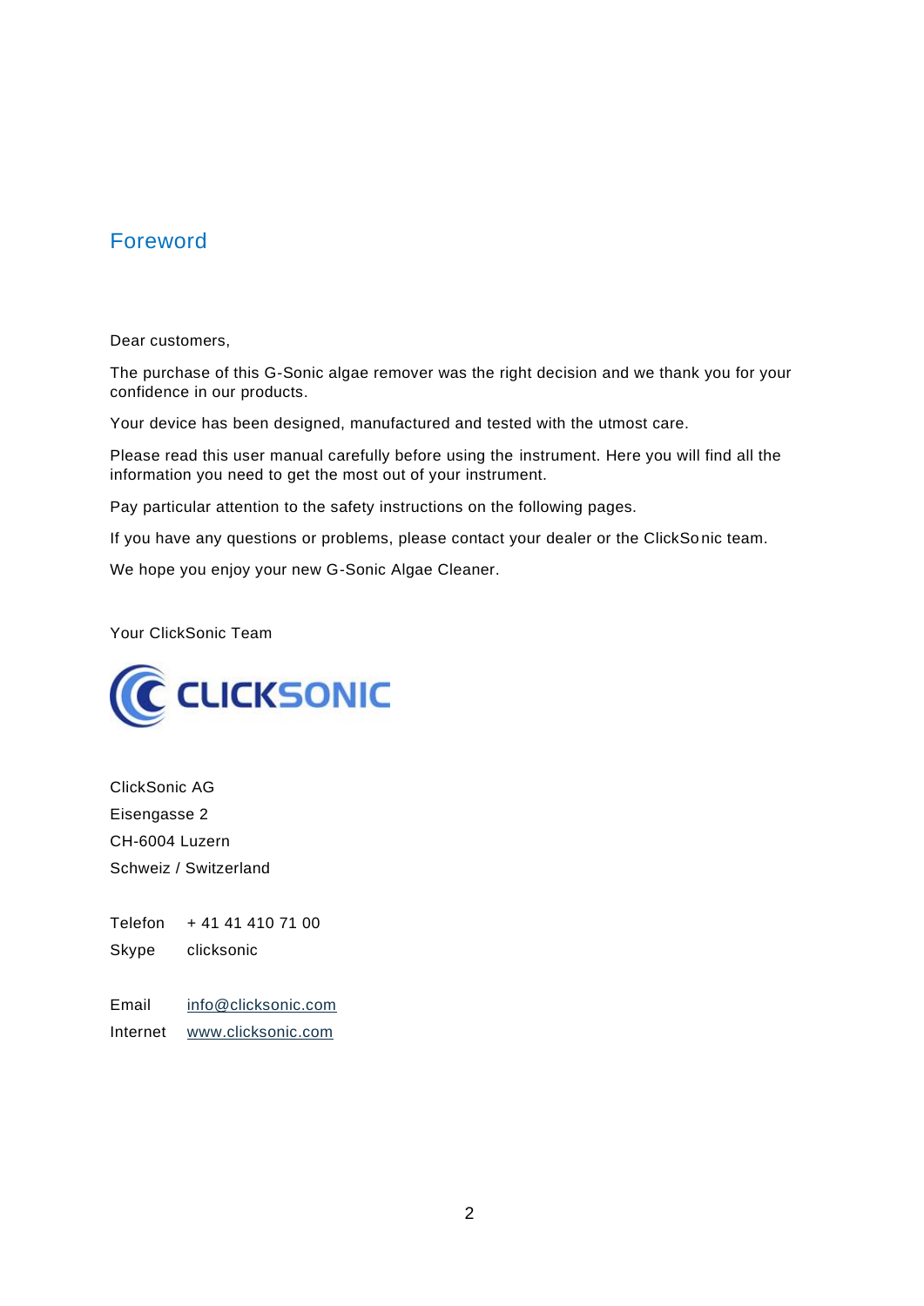# Foreword

Dear customers,

The purchase of this G-Sonic algae remover was the right decision and we thank you for your confidence in our products.

Your device has been designed, manufactured and tested with the utmost care.

Please read this user manual carefully before using the instrument. Here you will find all the information you need to get the most out of your instrument.

Pay particular attention to the safety instructions on the following pages.

If you have any questions or problems, please contact your dealer or the ClickSonic team.

We hope you enjoy your new G-Sonic Algae Cleaner.

Your ClickSonic Team

CLICKSONIC

ClickSonic AG
Eisengasse 2
CH-6004 Luzern
Schweiz / Switzerland

Telefon + 41 41 410 71 00
Skype clicksonic

Email info@clicksonic.com
Internet www.clicksonic.com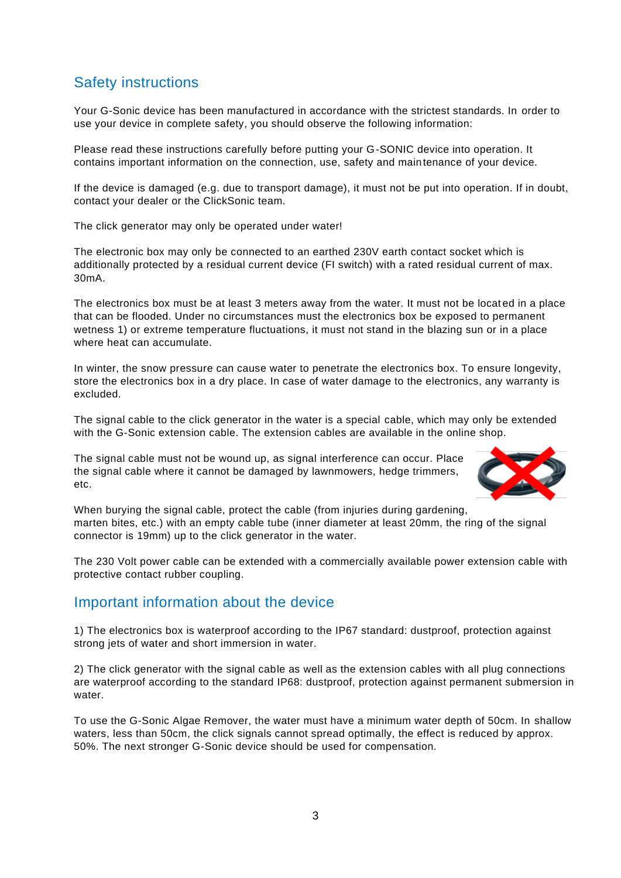## Safety instructions

Your G-Sonic device has been manufactured in accordance with the strictest standards. In order to use your device in complete safety, you should observe the following information:

Please read these instructions carefully before putting your G-SONIC device into operation. It contains important information on the connection, use, safety and maintenance of your device.

If the device is damaged (e.g. due to transport damage), it must not be put into operation. If in doubt, contact your dealer or the ClickSonic team.

The click generator may only be operated under water!

The electronic box may only be connected to an earthed 230V earth contact socket which is additionally protected by a residual current device (FI switch) with a rated residual current of max. 30mA.

The electronics box must be at least 3 meters away from the water. It must not be located in a place that can be flooded. Under no circumstances must the electronics box be exposed to permanent wetness 1) or extreme temperature fluctuations, it must not stand in the blazing sun or in a place where heat can accumulate.

In winter, the snow pressure can cause water to penetrate the electronics box. To ensure longevity, store the electronics box in a dry place. In case of water damage to the electronics, any warranty is excluded.

The signal cable to the click generator in the water is a special cable, which may only be extended with the G-Sonic extension cable. The extension cables are available in the online shop.

The signal cable must not be wound up, as signal interference can occur. Place the signal cable where it cannot be damaged by lawnmowers, hedge trimmers, etc.

When burying the signal cable, protect the cable (from injuries during gardening, marten bites, etc.) with an empty cable tube (inner diameter at least 20mm, the ring of the signal connector is 19mm) up to the click generator in the water.

The 230 Volt power cable can be extended with a commercially available power extension cable with protective contact rubber coupling.

## Important information about the device

1) The electronics box is waterproof according to the IP67 standard: dustproof, protection against strong jets of water and short immersion in water.

2) The click generator with the signal cable as well as the extension cables with all plug connections are waterproof according to the standard IP68: dustproof, protection against permanent submersion in water.

To use the G-Sonic Algae Remover, the water must have a minimum water depth of 50cm. In shallow waters, less than 50cm, the click signals cannot spread optimally, the effect is reduced by approx. 50%. The next stronger G-Sonic device should be used for compensation.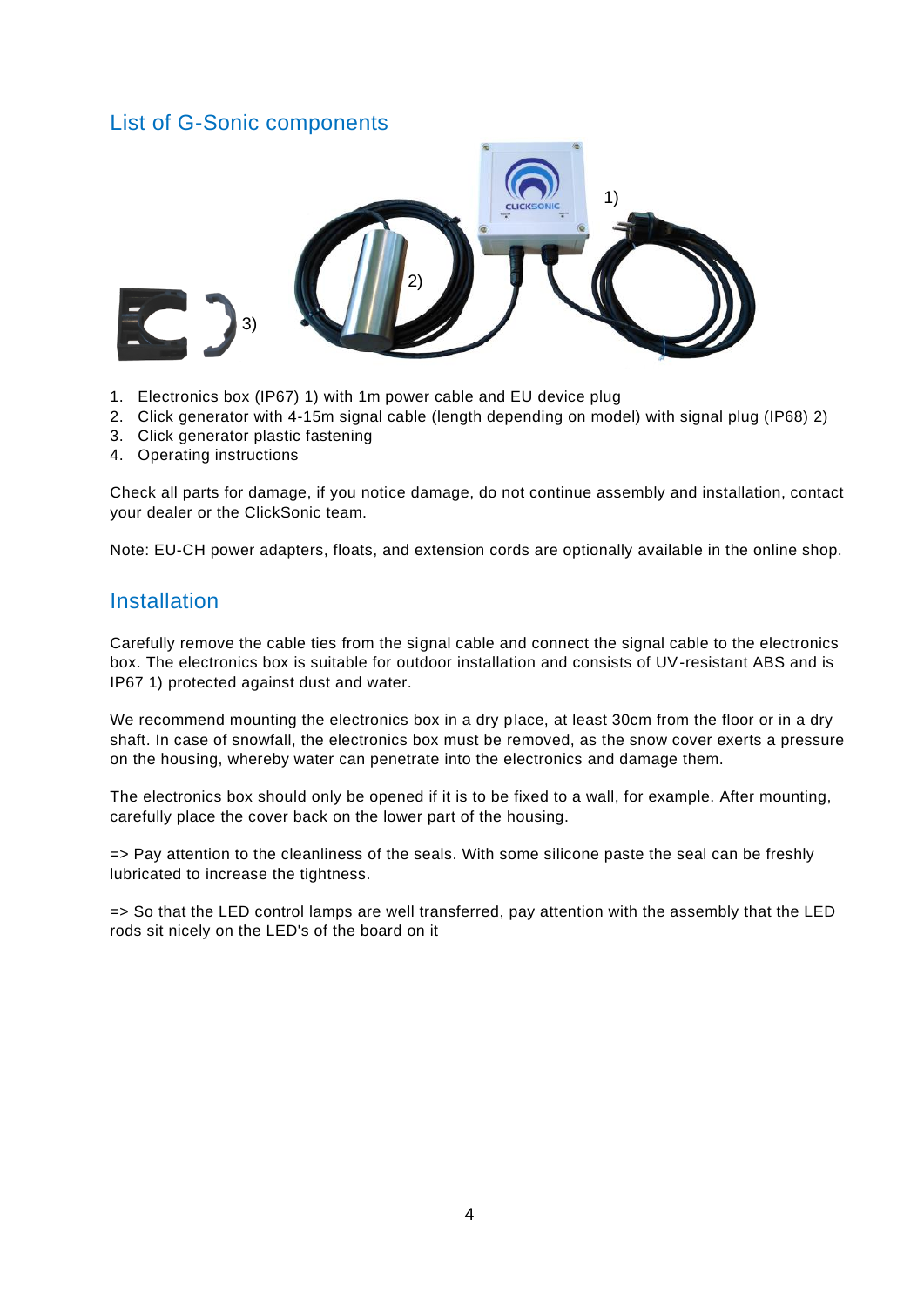## List of G-Sonic components

1. Electronics box (IP67) 1) with 1m power cable and EU device plug
2. Click generator with 4-15m signal cable (length depending on model) with signal plug (IP68) 2)
3. Click generator plastic fastening
4. Operating instructions

Check all parts for damage, if you notice damage, do not continue assembly and installation, contact your dealer or the ClickSonic team.

Note: EU-CH power adapters, floats, and extension cords are optionally available in the online shop.

## Installation

Carefully remove the cable ties from the signal cable and connect the signal cable to the electronics box. The electronics box is suitable for outdoor installation and consists of UV-resistant ABS and is IP67 1) protected against dust and water.

We recommend mounting the electronics box in a dry place, at least 30cm from the floor or in a dry shaft. In case of snowfall, the electronics box must be removed, as the snow cover exerts a pressure on the housing, whereby water can penetrate into the electronics and damage them.

The electronics box should only be opened if it is to be fixed to a wall, for example. After mounting, carefully place the cover back on the lower part of the housing.

=> Pay attention to the cleanliness of the seals. With some silicone paste the seal can be freshly lubricated to increase the tightness.

=> So that the LED control lamps are well transferred, pay attention with the assembly that the LED rods sit nicely on the LED's of the board on it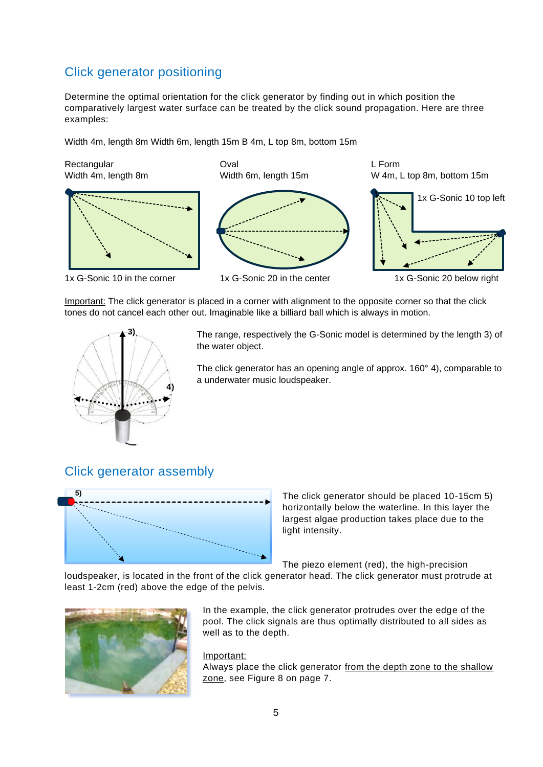## Click generator positioning

Determine the optimal orientation for the click generator by finding out in which position the comparatively largest water surface can be treated by the click sound propagation. Here are three examples:

Width 4m, length 8m Width 6m, length 15m B 4m, L top 8m, bottom 15m

Rectangular
Width 4m, length 8m

Oval
Width 6m, length 15m

L Form
W 4m, L top 8m, bottom 15m

1x G-Sonic 10 top left

1x G-Sonic 10 in the corner

1x G-Sonic 20 in the center

1x G-Sonic 20 below right

Important: The click generator is placed in a corner with alignment to the opposite corner so that the click tones do not cancel each other out. Imaginable like a billiard ball which is always in motion.

3)

4)

The range, respectively the G-Sonic model is determined by the length 3) of the water object.

The click generator has an opening angle of approx. 160° 4), comparable to a underwater music loudspeaker.

## Click generator assembly

5)

The click generator should be placed 10-15cm 5) horizontally below the waterline. In this layer the largest algae production takes place due to the light intensity.

The piezo element (red), the high-precision loudspeaker, is located in the front of the click generator head. The click generator must protrude at least 1-2cm (red) above the edge of the pelvis.

In the example, the click generator protrudes over the edge of the pool. The click signals are thus optimally distributed to all sides as well as to the depth.

Important:
Always place the click generator from the depth zone to the shallow zone, see Figure 8 on page 7.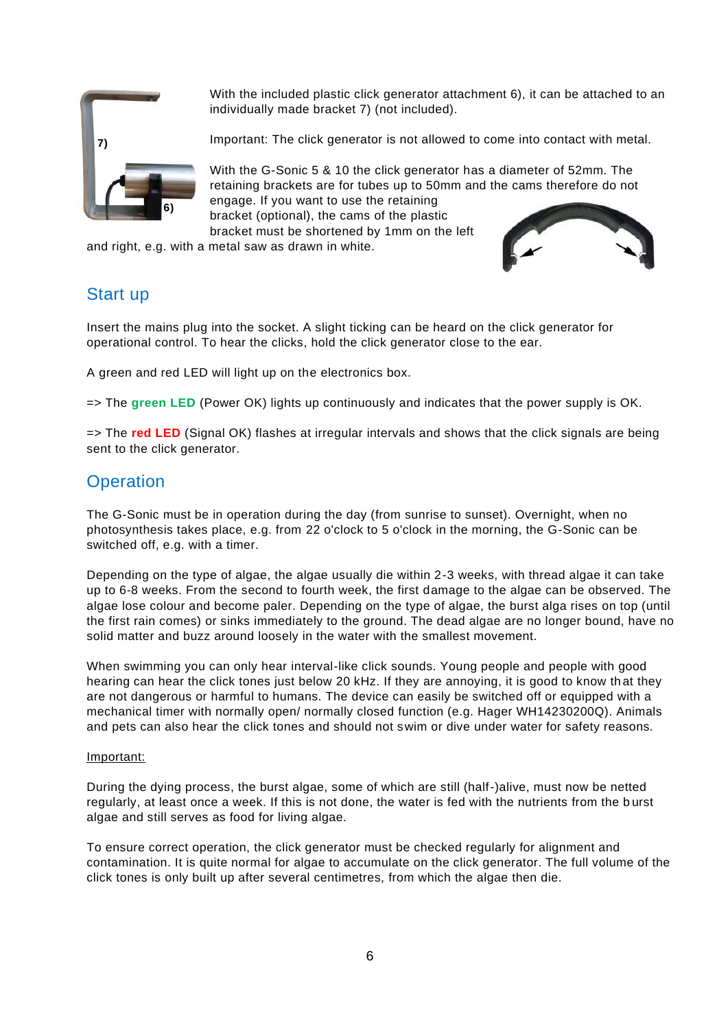With the included plastic click generator attachment 6), it can be attached to an individually made bracket 7) (not included).

Important: The click generator is not allowed to come into contact with metal.

With the G-Sonic 5 & 10 the click generator has a diameter of 52mm. The retaining brackets are for tubes up to 50mm and the cams therefore do not engage. If you want to use the retaining bracket (optional), the cams of the plastic bracket must be shortened by 1mm on the left and right, e.g. with a metal saw as drawn in white.

## Start up

Insert the mains plug into the socket. A slight ticking can be heard on the click generator for operational control. To hear the clicks, hold the click generator close to the ear.

A green and red LED will light up on the electronics box.

=> The **green LED** (Power OK) lights up continuously and indicates that the power supply is OK.

=> The **red LED** (Signal OK) flashes at irregular intervals and shows that the click signals are being sent to the click generator.

## Operation

The G-Sonic must be in operation during the day (from sunrise to sunset). Overnight, when no photosynthesis takes place, e.g. from 22 o'clock to 5 o'clock in the morning, the G-Sonic can be switched off, e.g. with a timer.

Depending on the type of algae, the algae usually die within 2-3 weeks, with thread algae it can take up to 6-8 weeks. From the second to fourth week, the first damage to the algae can be observed. The algae lose colour and become paler. Depending on the type of algae, the burst alga rises on top (until the first rain comes) or sinks immediately to the ground. The dead algae are no longer bound, have no solid matter and buzz around loosely in the water with the smallest movement.

When swimming you can only hear interval-like click sounds. Young people and people with good hearing can hear the click tones just below 20 kHz. If they are annoying, it is good to know that they are not dangerous or harmful to humans. The device can easily be switched off or equipped with a mechanical timer with normally open/ normally closed function (e.g. Hager WH14230200Q). Animals and pets can also hear the click tones and should not swim or dive under water for safety reasons.

<u>Important:</u>

During the dying process, the burst algae, some of which are still (half-)alive, must now be netted regularly, at least once a week. If this is not done, the water is fed with the nutrients from the burst algae and still serves as food for living algae.

To ensure correct operation, the click generator must be checked regularly for alignment and contamination. It is quite normal for algae to accumulate on the click generator. The full volume of the click tones is only built up after several centimetres, from which the algae then die.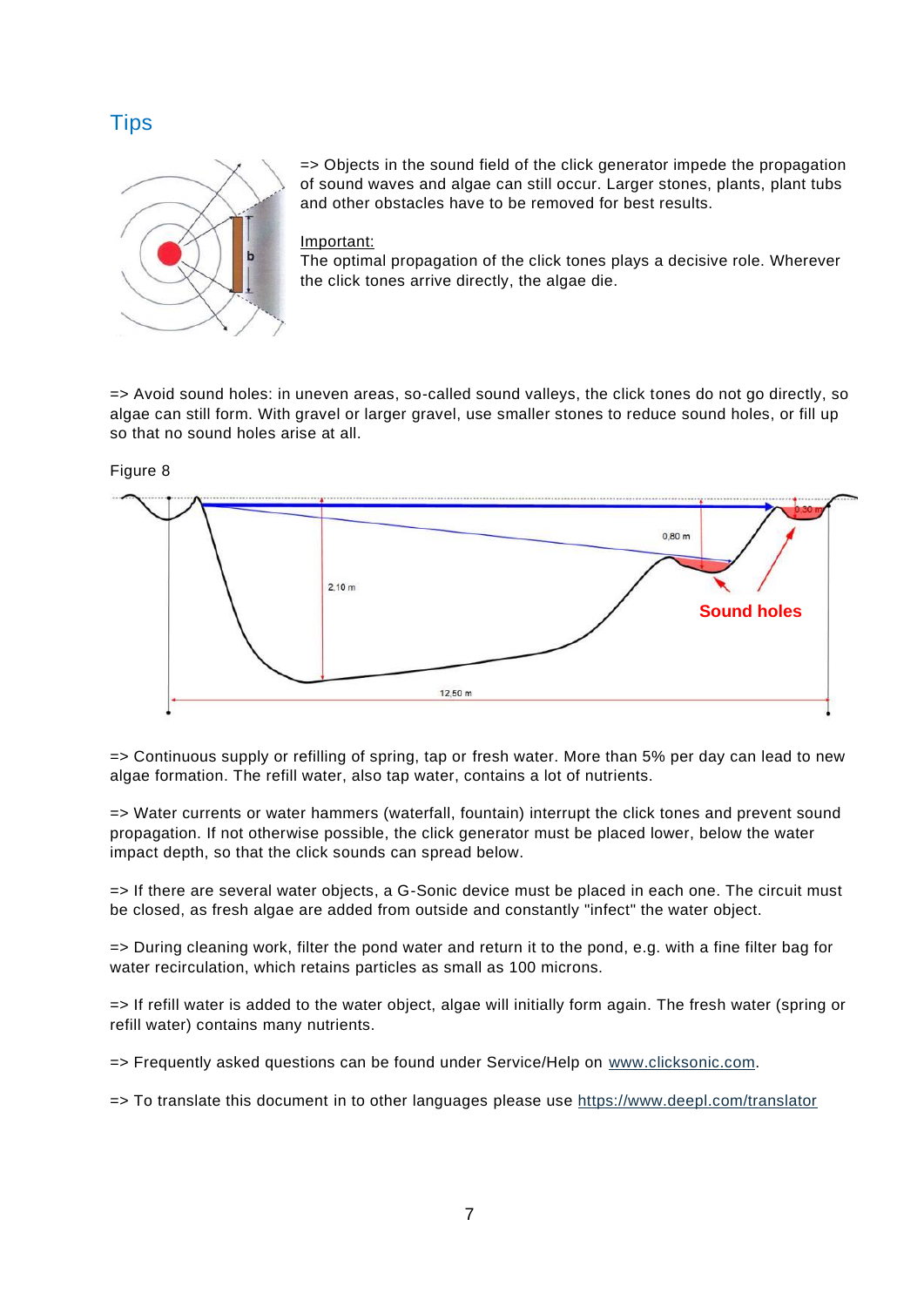# Tips

b

=> Objects in the sound field of the click generator impede the propagation of sound waves and algae can still occur. Larger stones, plants, plant tubs and other obstacles have to be removed for best results.

Important:
The optimal propagation of the click tones plays a decisive role. Wherever the click tones arrive directly, the algae die.

=> Avoid sound holes: in uneven areas, so-called sound valleys, the click tones do not go directly, so algae can still form. With gravel or larger gravel, use smaller stones to reduce sound holes, or fill up so that no sound holes arise at all.

Figure 8

0,30 m
0,80 m
2,10 m
Sound holes
12,50 m

=> Continuous supply or refilling of spring, tap or fresh water. More than 5% per day can lead to new algae formation. The refill water, also tap water, contains a lot of nutrients.

=> Water currents or water hammers (waterfall, fountain) interrupt the click tones and prevent sound propagation. If not otherwise possible, the click generator must be placed lower, below the water impact depth, so that the click sounds can spread below.

=> If there are several water objects, a G-Sonic device must be placed in each one. The circuit must be closed, as fresh algae are added from outside and constantly "infect" the water object.

=> During cleaning work, filter the pond water and return it to the pond, e.g. with a fine filter bag for water recirculation, which retains particles as small as 100 microns.

=> If refill water is added to the water object, algae will initially form again. The fresh water (spring or refill water) contains many nutrients.

=> Frequently asked questions can be found under Service/Help on www.clicksonic.com.

=> To translate this document in to other languages please use https://www.deepl.com/translator